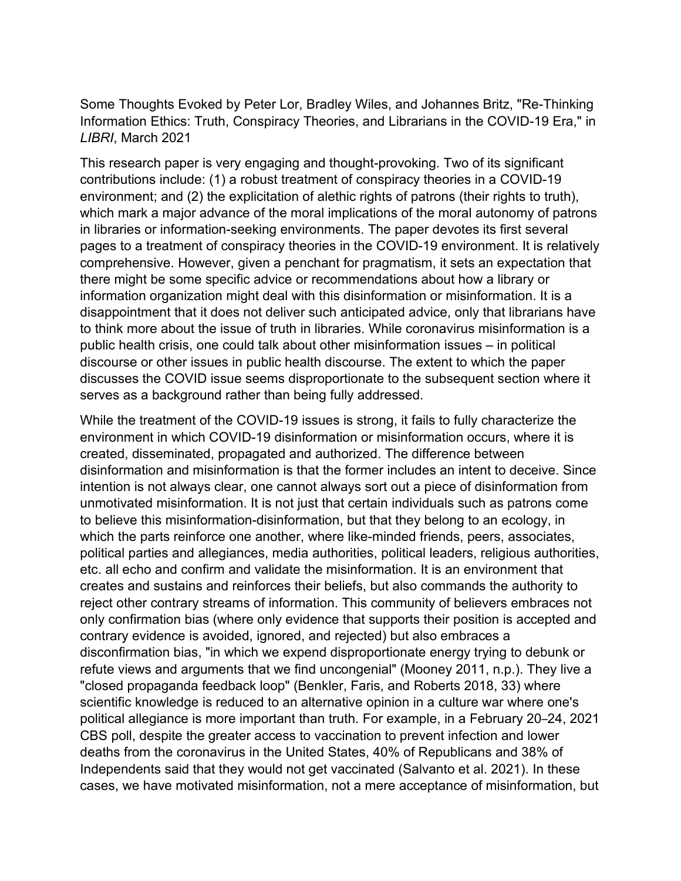Some Thoughts Evoked by Peter Lor, Bradley Wiles, and Johannes Britz, "Re-Thinking Information Ethics: Truth, Conspiracy Theories, and Librarians in the COVID-19 Era," in *LIBRI*, March 2021

This research paper is very engaging and thought-provoking. Two of its significant contributions include: (1) a robust treatment of conspiracy theories in a COVID-19 environment; and (2) the explicitation of alethic rights of patrons (their rights to truth), which mark a major advance of the moral implications of the moral autonomy of patrons in libraries or information-seeking environments. The paper devotes its first several pages to a treatment of conspiracy theories in the COVID-19 environment. It is relatively comprehensive. However, given a penchant for pragmatism, it sets an expectation that there might be some specific advice or recommendations about how a library or information organization might deal with this disinformation or misinformation. It is a disappointment that it does not deliver such anticipated advice, only that librarians have to think more about the issue of truth in libraries. While coronavirus misinformation is a public health crisis, one could talk about other misinformation issues – in political discourse or other issues in public health discourse. The extent to which the paper discusses the COVID issue seems disproportionate to the subsequent section where it serves as a background rather than being fully addressed.

While the treatment of the COVID-19 issues is strong, it fails to fully characterize the environment in which COVID-19 disinformation or misinformation occurs, where it is created, disseminated, propagated and authorized. The difference between disinformation and misinformation is that the former includes an intent to deceive. Since intention is not always clear, one cannot always sort out a piece of disinformation from unmotivated misinformation. It is not just that certain individuals such as patrons come to believe this misinformation-disinformation, but that they belong to an ecology, in which the parts reinforce one another, where like-minded friends, peers, associates, political parties and allegiances, media authorities, political leaders, religious authorities, etc. all echo and confirm and validate the misinformation. It is an environment that creates and sustains and reinforces their beliefs, but also commands the authority to reject other contrary streams of information. This community of believers embraces not only confirmation bias (where only evidence that supports their position is accepted and contrary evidence is avoided, ignored, and rejected) but also embraces a disconfirmation bias, "in which we expend disproportionate energy trying to debunk or refute views and arguments that we find uncongenial" (Mooney 2011, n.p.). They live a "closed propaganda feedback loop" (Benkler, Faris, and Roberts 2018, 33) where scientific knowledge is reduced to an alternative opinion in a culture war where one's political allegiance is more important than truth. For example, in a February 20–24, 2021 CBS poll, despite the greater access to vaccination to prevent infection and lower deaths from the coronavirus in the United States, 40% of Republicans and 38% of Independents said that they would not get vaccinated (Salvanto et al. 2021). In these cases, we have motivated misinformation, not a mere acceptance of misinformation, but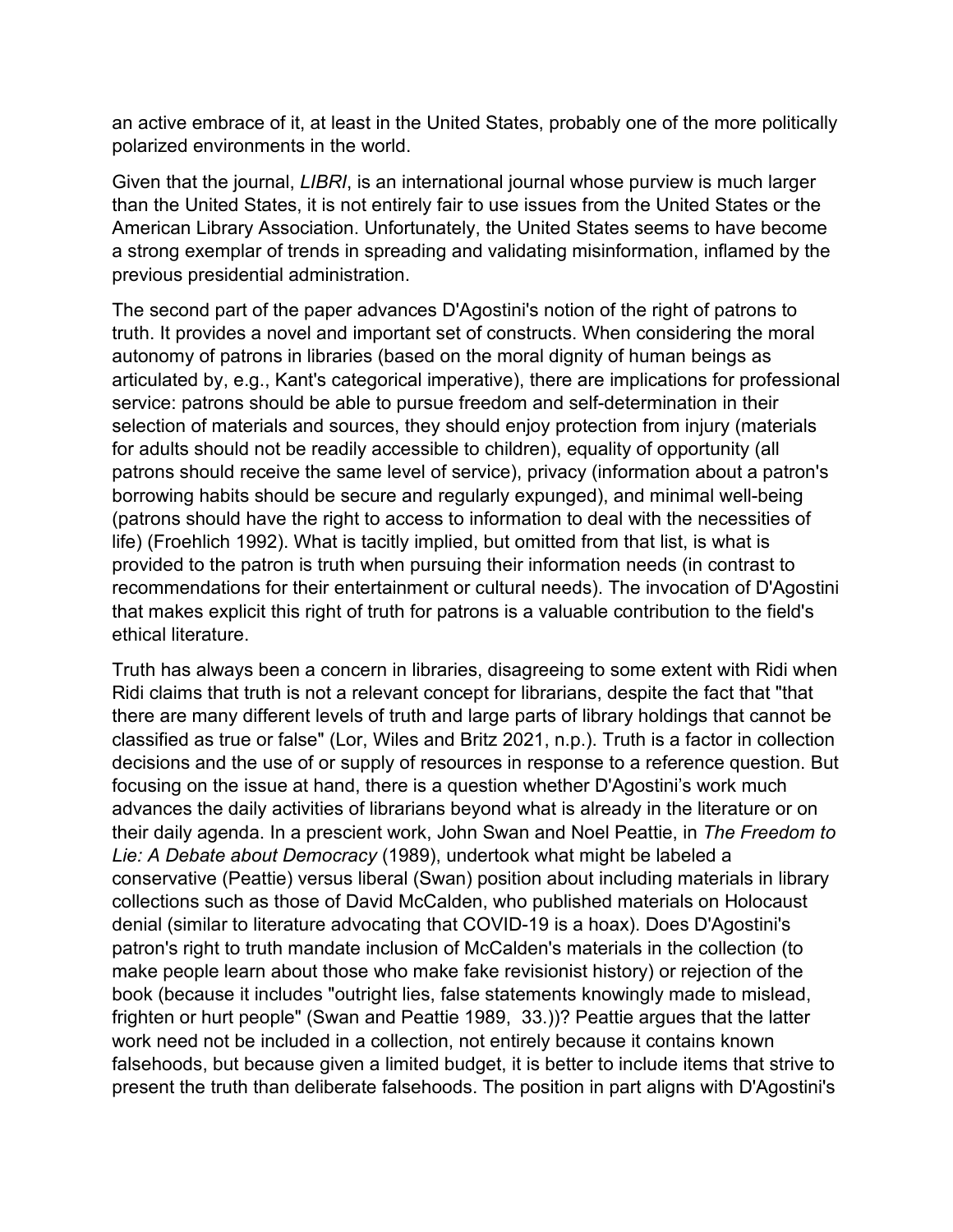an active embrace of it, at least in the United States, probably one of the more politically polarized environments in the world.

Given that the journal, *LIBRI*, is an international journal whose purview is much larger than the United States, it is not entirely fair to use issues from the United States or the American Library Association. Unfortunately, the United States seems to have become a strong exemplar of trends in spreading and validating misinformation, inflamed by the previous presidential administration.

The second part of the paper advances D'Agostini's notion of the right of patrons to truth. It provides a novel and important set of constructs. When considering the moral autonomy of patrons in libraries (based on the moral dignity of human beings as articulated by, e.g., Kant's categorical imperative), there are implications for professional service: patrons should be able to pursue freedom and self-determination in their selection of materials and sources, they should enjoy protection from injury (materials for adults should not be readily accessible to children), equality of opportunity (all patrons should receive the same level of service), privacy (information about a patron's borrowing habits should be secure and regularly expunged), and minimal well-being (patrons should have the right to access to information to deal with the necessities of life) (Froehlich 1992). What is tacitly implied, but omitted from that list, is what is provided to the patron is truth when pursuing their information needs (in contrast to recommendations for their entertainment or cultural needs). The invocation of D'Agostini that makes explicit this right of truth for patrons is a valuable contribution to the field's ethical literature.

Truth has always been a concern in libraries, disagreeing to some extent with Ridi when Ridi claims that truth is not a relevant concept for librarians, despite the fact that "that there are many different levels of truth and large parts of library holdings that cannot be classified as true or false" (Lor, Wiles and Britz 2021, n.p.). Truth is a factor in collection decisions and the use of or supply of resources in response to a reference question. But focusing on the issue at hand, there is a question whether D'Agostini's work much advances the daily activities of librarians beyond what is already in the literature or on their daily agenda. In a prescient work, John Swan and Noel Peattie, in *The Freedom to Lie: A Debate about Democracy* (1989), undertook what might be labeled a conservative (Peattie) versus liberal (Swan) position about including materials in library collections such as those of David McCalden, who published materials on Holocaust denial (similar to literature advocating that COVID-19 is a hoax). Does D'Agostini's patron's right to truth mandate inclusion of McCalden's materials in the collection (to make people learn about those who make fake revisionist history) or rejection of the book (because it includes "outright lies, false statements knowingly made to mislead, frighten or hurt people" (Swan and Peattie 1989, 33.))? Peattie argues that the latter work need not be included in a collection, not entirely because it contains known falsehoods, but because given a limited budget, it is better to include items that strive to present the truth than deliberate falsehoods. The position in part aligns with D'Agostini's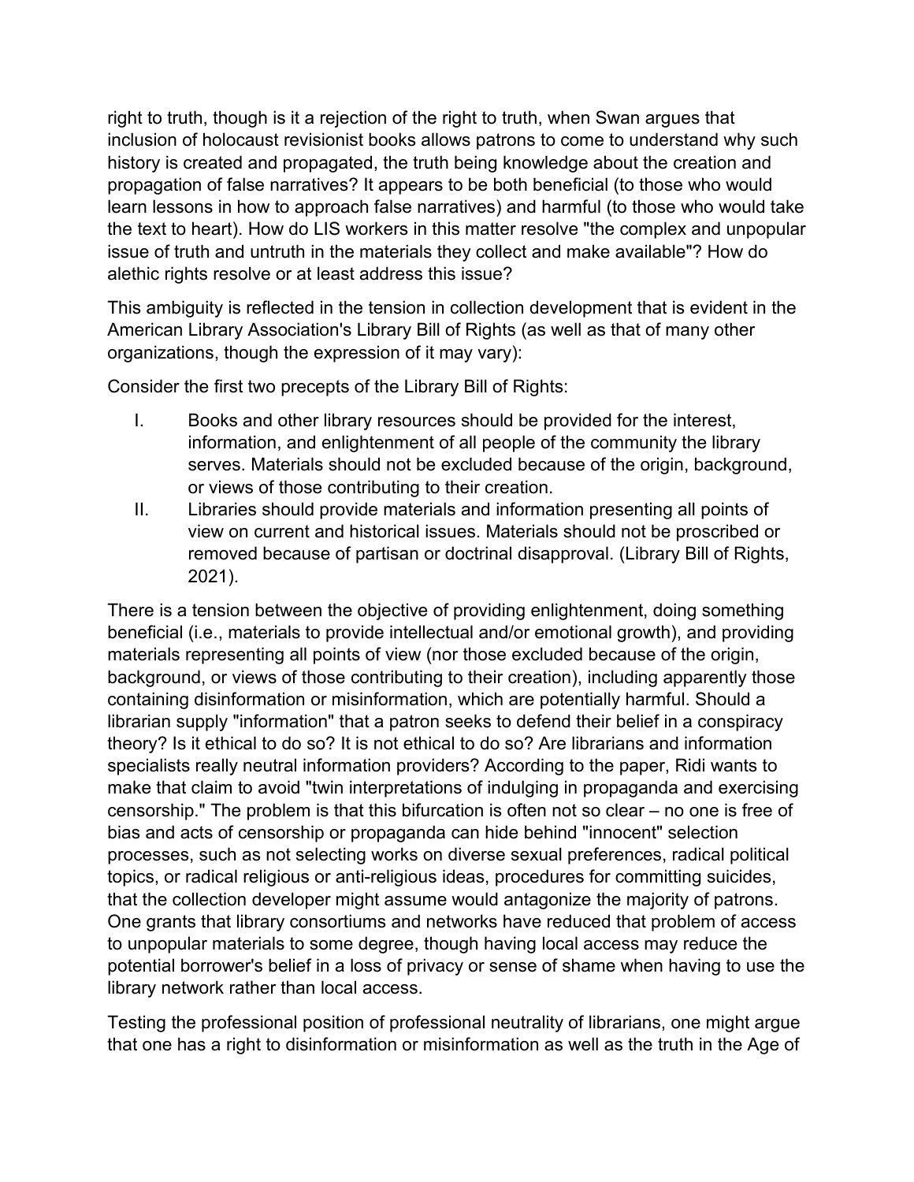right to truth, though is it a rejection of the right to truth, when Swan argues that inclusion of holocaust revisionist books allows patrons to come to understand why such history is created and propagated, the truth being knowledge about the creation and propagation of false narratives? It appears to be both beneficial (to those who would learn lessons in how to approach false narratives) and harmful (to those who would take the text to heart). How do LIS workers in this matter resolve "the complex and unpopular issue of truth and untruth in the materials they collect and make available"? How do alethic rights resolve or at least address this issue?

This ambiguity is reflected in the tension in collection development that is evident in the American Library Association's Library Bill of Rights (as well as that of many other organizations, though the expression of it may vary):

Consider the first two precepts of the Library Bill of Rights:

I. Books and other library resources should be provided for the interest, information, and enlightenment of all people of the community the library serves. Materials should not be excluded because of the origin, background, or views of those contributing to their creation.
II. Libraries should provide materials and information presenting all points of view on current and historical issues. Materials should not be proscribed or removed because of partisan or doctrinal disapproval. (Library Bill of Rights, 2021).

There is a tension between the objective of providing enlightenment, doing something beneficial (i.e., materials to provide intellectual and/or emotional growth), and providing materials representing all points of view (nor those excluded because of the origin, background, or views of those contributing to their creation), including apparently those containing disinformation or misinformation, which are potentially harmful. Should a librarian supply "information" that a patron seeks to defend their belief in a conspiracy theory? Is it ethical to do so? It is not ethical to do so? Are librarians and information specialists really neutral information providers? According to the paper, Ridi wants to make that claim to avoid "twin interpretations of indulging in propaganda and exercising censorship." The problem is that this bifurcation is often not so clear – no one is free of bias and acts of censorship or propaganda can hide behind "innocent" selection processes, such as not selecting works on diverse sexual preferences, radical political topics, or radical religious or anti-religious ideas, procedures for committing suicides, that the collection developer might assume would antagonize the majority of patrons. One grants that library consortiums and networks have reduced that problem of access to unpopular materials to some degree, though having local access may reduce the potential borrower's belief in a loss of privacy or sense of shame when having to use the library network rather than local access.

Testing the professional position of professional neutrality of librarians, one might argue that one has a right to disinformation or misinformation as well as the truth in the Age of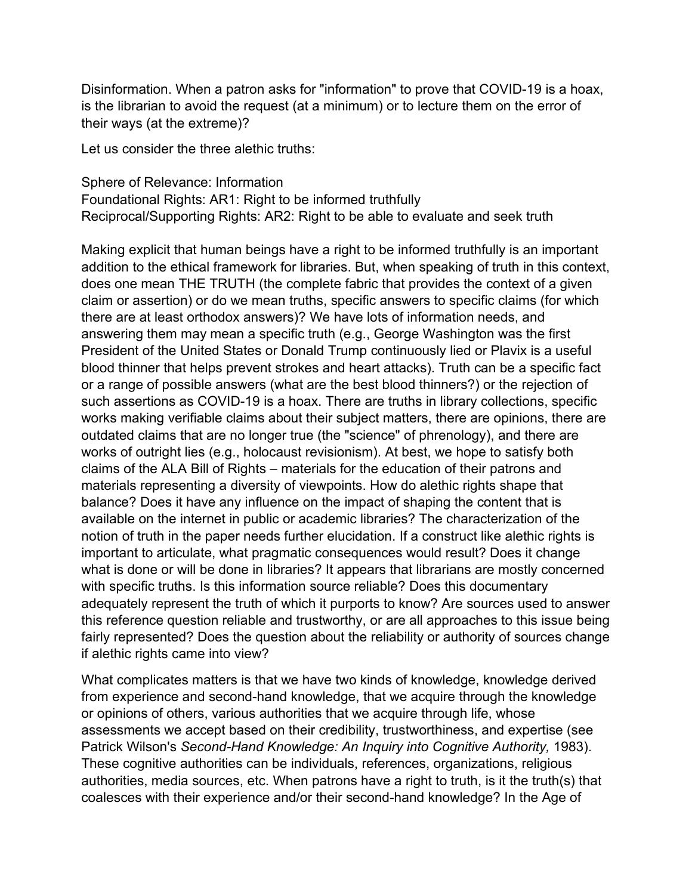Disinformation. When a patron asks for "information" to prove that COVID-19 is a hoax, is the librarian to avoid the request (at a minimum) or to lecture them on the error of their ways (at the extreme)?

Let us consider the three alethic truths:

Sphere of Relevance: Information
Foundational Rights: AR1: Right to be informed truthfully
Reciprocal/Supporting Rights: AR2: Right to be able to evaluate and seek truth

Making explicit that human beings have a right to be informed truthfully is an important addition to the ethical framework for libraries. But, when speaking of truth in this context, does one mean THE TRUTH (the complete fabric that provides the context of a given claim or assertion) or do we mean truths, specific answers to specific claims (for which there are at least orthodox answers)? We have lots of information needs, and answering them may mean a specific truth (e.g., George Washington was the first President of the United States or Donald Trump continuously lied or Plavix is a useful blood thinner that helps prevent strokes and heart attacks). Truth can be a specific fact or a range of possible answers (what are the best blood thinners?) or the rejection of such assertions as COVID-19 is a hoax. There are truths in library collections, specific works making verifiable claims about their subject matters, there are opinions, there are outdated claims that are no longer true (the "science" of phrenology), and there are works of outright lies (e.g., holocaust revisionism). At best, we hope to satisfy both claims of the ALA Bill of Rights – materials for the education of their patrons and materials representing a diversity of viewpoints. How do alethic rights shape that balance? Does it have any influence on the impact of shaping the content that is available on the internet in public or academic libraries? The characterization of the notion of truth in the paper needs further elucidation. If a construct like alethic rights is important to articulate, what pragmatic consequences would result? Does it change what is done or will be done in libraries? It appears that librarians are mostly concerned with specific truths. Is this information source reliable? Does this documentary adequately represent the truth of which it purports to know? Are sources used to answer this reference question reliable and trustworthy, or are all approaches to this issue being fairly represented? Does the question about the reliability or authority of sources change if alethic rights came into view?

What complicates matters is that we have two kinds of knowledge, knowledge derived from experience and second-hand knowledge, that we acquire through the knowledge or opinions of others, various authorities that we acquire through life, whose assessments we accept based on their credibility, trustworthiness, and expertise (see Patrick Wilson's *Second-Hand Knowledge: An Inquiry into Cognitive Authority,* 1983). These cognitive authorities can be individuals, references, organizations, religious authorities, media sources, etc. When patrons have a right to truth, is it the truth(s) that coalesces with their experience and/or their second-hand knowledge? In the Age of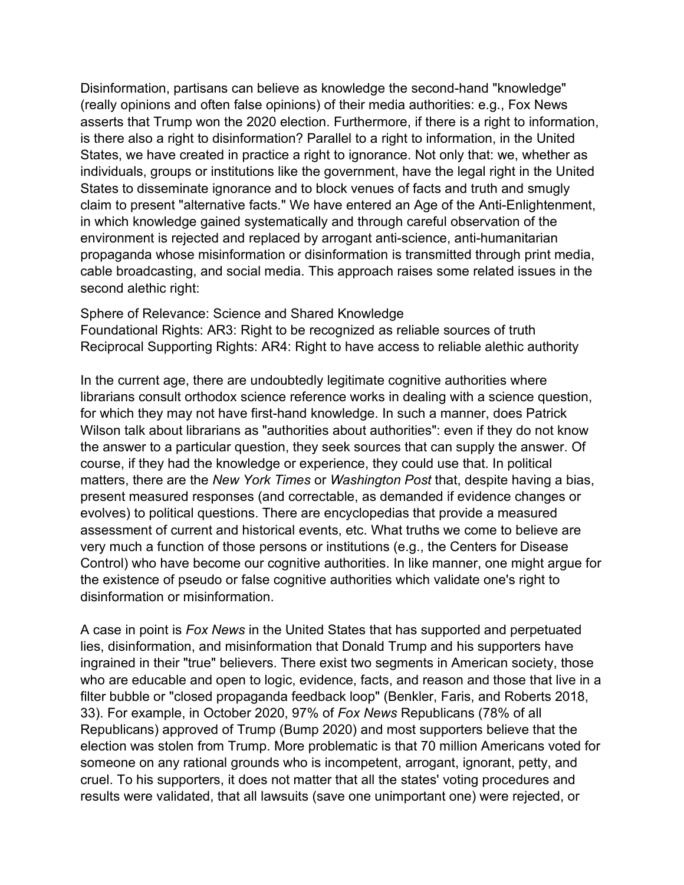Disinformation, partisans can believe as knowledge the second-hand "knowledge" (really opinions and often false opinions) of their media authorities: e.g., Fox News asserts that Trump won the 2020 election. Furthermore, if there is a right to information, is there also a right to disinformation? Parallel to a right to information, in the United States, we have created in practice a right to ignorance. Not only that: we, whether as individuals, groups or institutions like the government, have the legal right in the United States to disseminate ignorance and to block venues of facts and truth and smugly claim to present "alternative facts." We have entered an Age of the Anti-Enlightenment, in which knowledge gained systematically and through careful observation of the environment is rejected and replaced by arrogant anti-science, anti-humanitarian propaganda whose misinformation or disinformation is transmitted through print media, cable broadcasting, and social media. This approach raises some related issues in the second alethic right:

Sphere of Relevance: Science and Shared Knowledge
Foundational Rights: AR3: Right to be recognized as reliable sources of truth
Reciprocal Supporting Rights: AR4: Right to have access to reliable alethic authority

In the current age, there are undoubtedly legitimate cognitive authorities where librarians consult orthodox science reference works in dealing with a science question, for which they may not have first-hand knowledge. In such a manner, does Patrick Wilson talk about librarians as "authorities about authorities": even if they do not know the answer to a particular question, they seek sources that can supply the answer. Of course, if they had the knowledge or experience, they could use that. In political matters, there are the *New York Times* or *Washington Post* that, despite having a bias, present measured responses (and correctable, as demanded if evidence changes or evolves) to political questions. There are encyclopedias that provide a measured assessment of current and historical events, etc. What truths we come to believe are very much a function of those persons or institutions (e.g., the Centers for Disease Control) who have become our cognitive authorities. In like manner, one might argue for the existence of pseudo or false cognitive authorities which validate one's right to disinformation or misinformation.

A case in point is *Fox News* in the United States that has supported and perpetuated lies, disinformation, and misinformation that Donald Trump and his supporters have ingrained in their "true" believers. There exist two segments in American society, those who are educable and open to logic, evidence, facts, and reason and those that live in a filter bubble or "closed propaganda feedback loop" (Benkler, Faris, and Roberts 2018, 33). For example, in October 2020, 97% of *Fox News* Republicans (78% of all Republicans) approved of Trump (Bump 2020) and most supporters believe that the election was stolen from Trump. More problematic is that 70 million Americans voted for someone on any rational grounds who is incompetent, arrogant, ignorant, petty, and cruel. To his supporters, it does not matter that all the states' voting procedures and results were validated, that all lawsuits (save one unimportant one) were rejected, or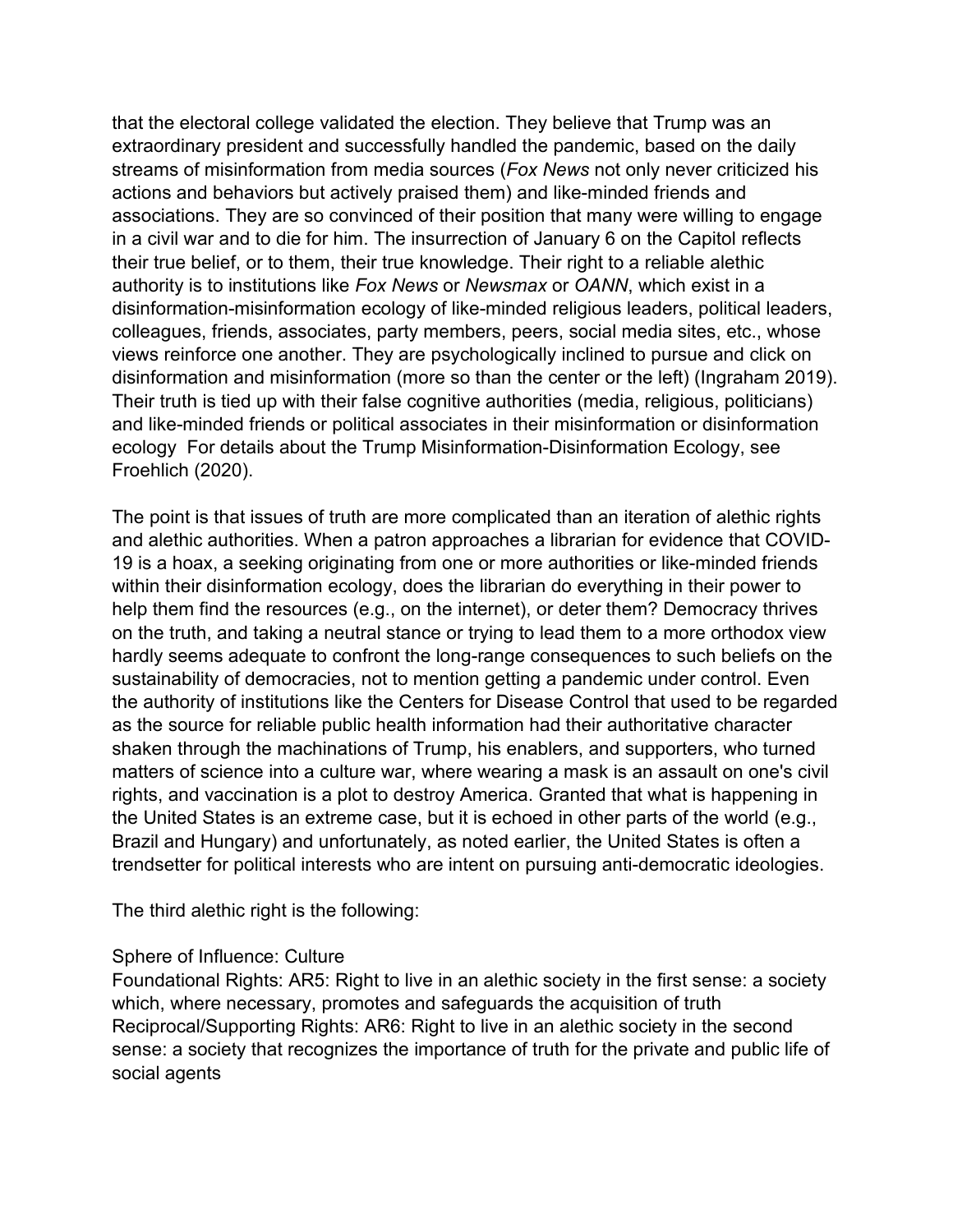that the electoral college validated the election. They believe that Trump was an extraordinary president and successfully handled the pandemic, based on the daily streams of misinformation from media sources (*Fox News* not only never criticized his actions and behaviors but actively praised them) and like-minded friends and associations. They are so convinced of their position that many were willing to engage in a civil war and to die for him. The insurrection of January 6 on the Capitol reflects their true belief, or to them, their true knowledge. Their right to a reliable alethic authority is to institutions like *Fox News* or *Newsmax* or *OANN*, which exist in a disinformation-misinformation ecology of like-minded religious leaders, political leaders, colleagues, friends, associates, party members, peers, social media sites, etc., whose views reinforce one another. They are psychologically inclined to pursue and click on disinformation and misinformation (more so than the center or the left) (Ingraham 2019). Their truth is tied up with their false cognitive authorities (media, religious, politicians) and like-minded friends or political associates in their misinformation or disinformation ecology  For details about the Trump Misinformation-Disinformation Ecology, see Froehlich (2020).

The point is that issues of truth are more complicated than an iteration of alethic rights and alethic authorities. When a patron approaches a librarian for evidence that COVID-19 is a hoax, a seeking originating from one or more authorities or like-minded friends within their disinformation ecology, does the librarian do everything in their power to help them find the resources (e.g., on the internet), or deter them? Democracy thrives on the truth, and taking a neutral stance or trying to lead them to a more orthodox view hardly seems adequate to confront the long-range consequences to such beliefs on the sustainability of democracies, not to mention getting a pandemic under control. Even the authority of institutions like the Centers for Disease Control that used to be regarded as the source for reliable public health information had their authoritative character shaken through the machinations of Trump, his enablers, and supporters, who turned matters of science into a culture war, where wearing a mask is an assault on one's civil rights, and vaccination is a plot to destroy America. Granted that what is happening in the United States is an extreme case, but it is echoed in other parts of the world (e.g., Brazil and Hungary) and unfortunately, as noted earlier, the United States is often a trendsetter for political interests who are intent on pursuing anti-democratic ideologies.

The third alethic right is the following:

Sphere of Influence: Culture
Foundational Rights: AR5: Right to live in an alethic society in the first sense: a society which, where necessary, promotes and safeguards the acquisition of truth
Reciprocal/Supporting Rights: AR6: Right to live in an alethic society in the second sense: a society that recognizes the importance of truth for the private and public life of social agents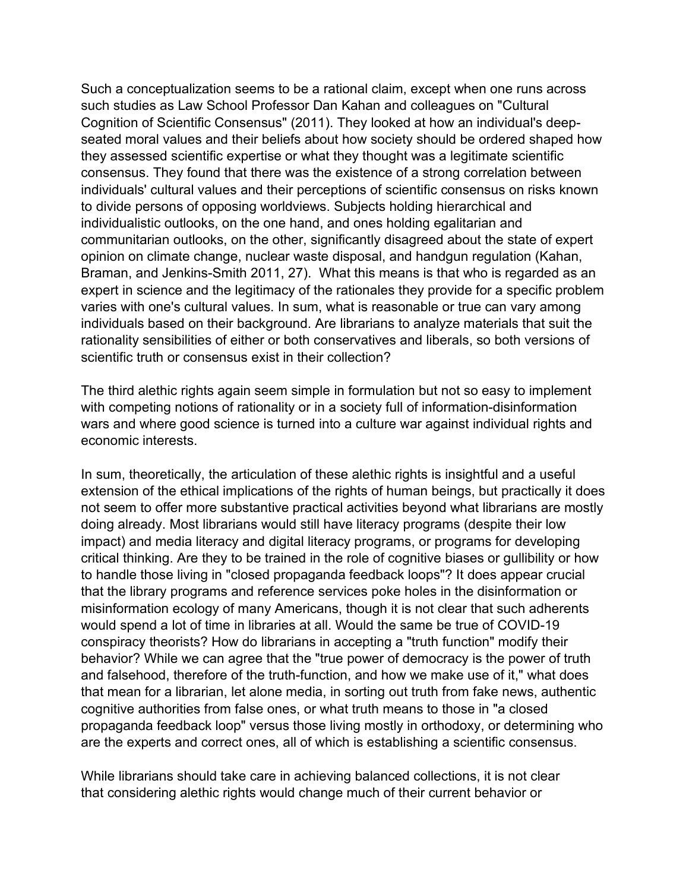Such a conceptualization seems to be a rational claim, except when one runs across such studies as Law School Professor Dan Kahan and colleagues on "Cultural Cognition of Scientific Consensus" (2011). They looked at how an individual's deep-seated moral values and their beliefs about how society should be ordered shaped how they assessed scientific expertise or what they thought was a legitimate scientific consensus. They found that there was the existence of a strong correlation between individuals' cultural values and their perceptions of scientific consensus on risks known to divide persons of opposing worldviews. Subjects holding hierarchical and individualistic outlooks, on the one hand, and ones holding egalitarian and communitarian outlooks, on the other, significantly disagreed about the state of expert opinion on climate change, nuclear waste disposal, and handgun regulation (Kahan, Braman, and Jenkins-Smith 2011, 27). What this means is that who is regarded as an expert in science and the legitimacy of the rationales they provide for a specific problem varies with one's cultural values. In sum, what is reasonable or true can vary among individuals based on their background. Are librarians to analyze materials that suit the rationality sensibilities of either or both conservatives and liberals, so both versions of scientific truth or consensus exist in their collection?

The third alethic rights again seem simple in formulation but not so easy to implement with competing notions of rationality or in a society full of information-disinformation wars and where good science is turned into a culture war against individual rights and economic interests.

In sum, theoretically, the articulation of these alethic rights is insightful and a useful extension of the ethical implications of the rights of human beings, but practically it does not seem to offer more substantive practical activities beyond what librarians are mostly doing already. Most librarians would still have literacy programs (despite their low impact) and media literacy and digital literacy programs, or programs for developing critical thinking. Are they to be trained in the role of cognitive biases or gullibility or how to handle those living in "closed propaganda feedback loops"? It does appear crucial that the library programs and reference services poke holes in the disinformation or misinformation ecology of many Americans, though it is not clear that such adherents would spend a lot of time in libraries at all. Would the same be true of COVID-19 conspiracy theorists? How do librarians in accepting a "truth function" modify their behavior? While we can agree that the "true power of democracy is the power of truth and falsehood, therefore of the truth-function, and how we make use of it," what does that mean for a librarian, let alone media, in sorting out truth from fake news, authentic cognitive authorities from false ones, or what truth means to those in "a closed propaganda feedback loop" versus those living mostly in orthodoxy, or determining who are the experts and correct ones, all of which is establishing a scientific consensus.

While librarians should take care in achieving balanced collections, it is not clear that considering alethic rights would change much of their current behavior or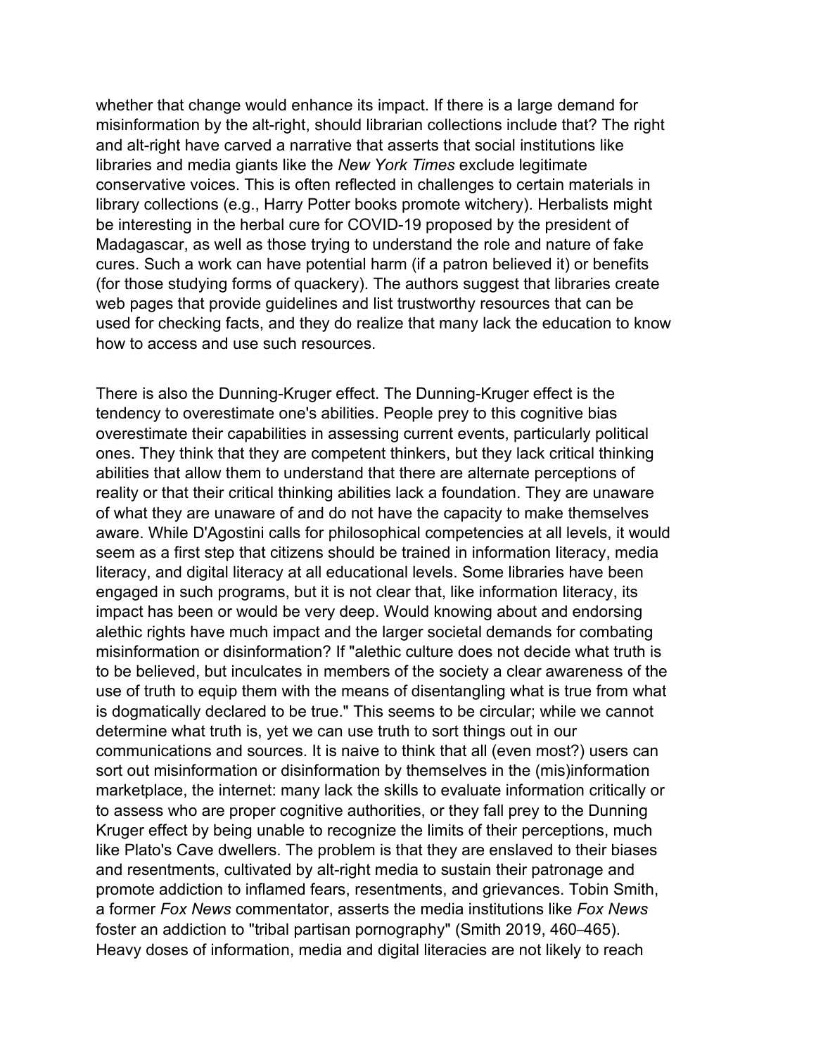whether that change would enhance its impact. If there is a large demand for misinformation by the alt-right, should librarian collections include that? The right and alt-right have carved a narrative that asserts that social institutions like libraries and media giants like the *New York Times* exclude legitimate conservative voices. This is often reflected in challenges to certain materials in library collections (e.g., Harry Potter books promote witchery). Herbalists might be interesting in the herbal cure for COVID-19 proposed by the president of Madagascar, as well as those trying to understand the role and nature of fake cures. Such a work can have potential harm (if a patron believed it) or benefits (for those studying forms of quackery). The authors suggest that libraries create web pages that provide guidelines and list trustworthy resources that can be used for checking facts, and they do realize that many lack the education to know how to access and use such resources.

There is also the Dunning-Kruger effect. The Dunning-Kruger effect is the tendency to overestimate one's abilities. People prey to this cognitive bias overestimate their capabilities in assessing current events, particularly political ones. They think that they are competent thinkers, but they lack critical thinking abilities that allow them to understand that there are alternate perceptions of reality or that their critical thinking abilities lack a foundation. They are unaware of what they are unaware of and do not have the capacity to make themselves aware. While D'Agostini calls for philosophical competencies at all levels, it would seem as a first step that citizens should be trained in information literacy, media literacy, and digital literacy at all educational levels. Some libraries have been engaged in such programs, but it is not clear that, like information literacy, its impact has been or would be very deep. Would knowing about and endorsing alethic rights have much impact and the larger societal demands for combating misinformation or disinformation? If "alethic culture does not decide what truth is to be believed, but inculcates in members of the society a clear awareness of the use of truth to equip them with the means of disentangling what is true from what is dogmatically declared to be true." This seems to be circular; while we cannot determine what truth is, yet we can use truth to sort things out in our communications and sources. It is naive to think that all (even most?) users can sort out misinformation or disinformation by themselves in the (mis)information marketplace, the internet: many lack the skills to evaluate information critically or to assess who are proper cognitive authorities, or they fall prey to the Dunning Kruger effect by being unable to recognize the limits of their perceptions, much like Plato's Cave dwellers. The problem is that they are enslaved to their biases and resentments, cultivated by alt-right media to sustain their patronage and promote addiction to inflamed fears, resentments, and grievances. Tobin Smith, a former *Fox News* commentator, asserts the media institutions like *Fox News* foster an addiction to "tribal partisan pornography" (Smith 2019, 460–465). Heavy doses of information, media and digital literacies are not likely to reach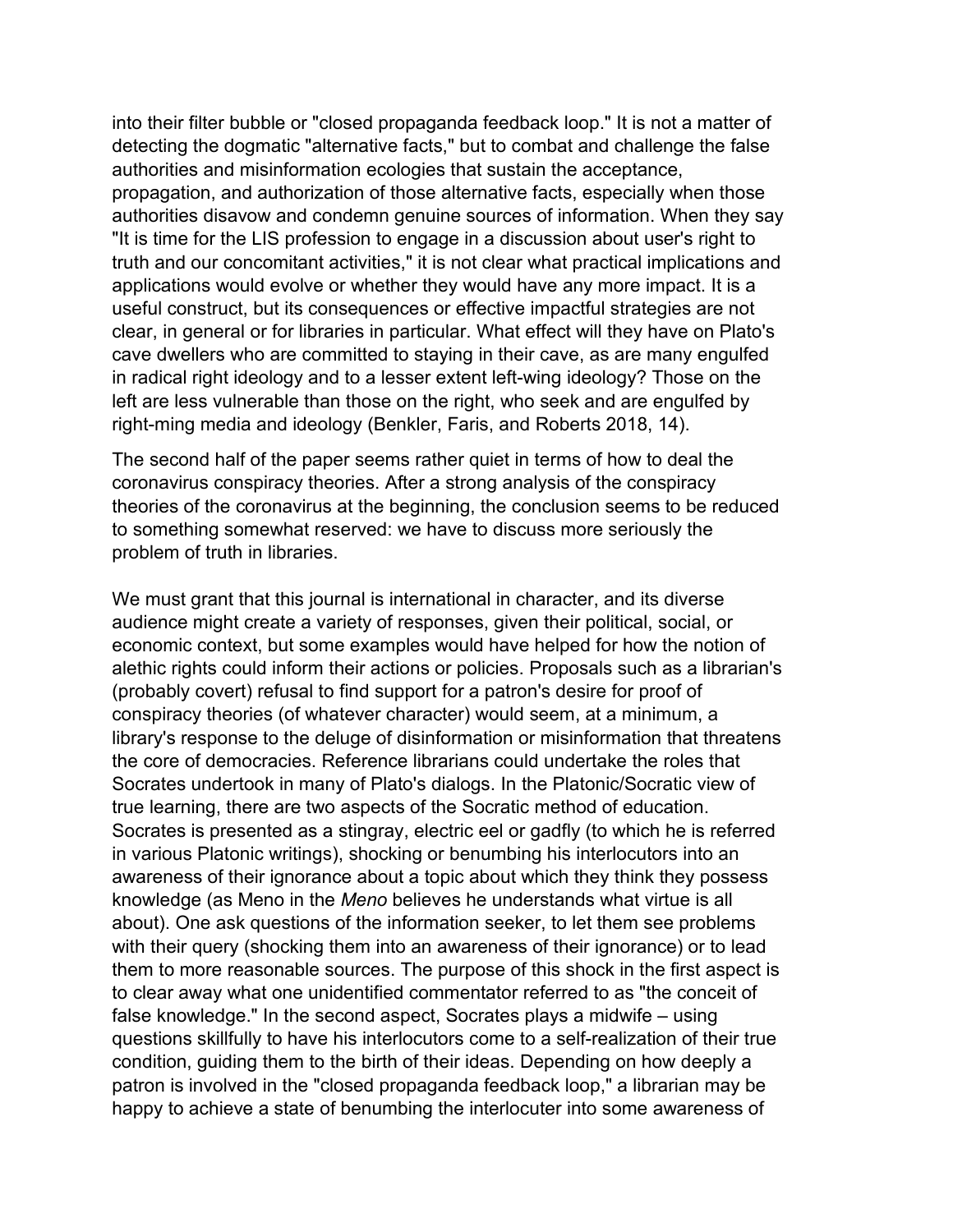into their filter bubble or "closed propaganda feedback loop." It is not a matter of detecting the dogmatic "alternative facts," but to combat and challenge the false authorities and misinformation ecologies that sustain the acceptance, propagation, and authorization of those alternative facts, especially when those authorities disavow and condemn genuine sources of information. When they say "It is time for the LIS profession to engage in a discussion about user's right to truth and our concomitant activities," it is not clear what practical implications and applications would evolve or whether they would have any more impact. It is a useful construct, but its consequences or effective impactful strategies are not clear, in general or for libraries in particular. What effect will they have on Plato's cave dwellers who are committed to staying in their cave, as are many engulfed in radical right ideology and to a lesser extent left-wing ideology? Those on the left are less vulnerable than those on the right, who seek and are engulfed by right-ming media and ideology (Benkler, Faris, and Roberts 2018, 14).

The second half of the paper seems rather quiet in terms of how to deal the coronavirus conspiracy theories. After a strong analysis of the conspiracy theories of the coronavirus at the beginning, the conclusion seems to be reduced to something somewhat reserved: we have to discuss more seriously the problem of truth in libraries.

We must grant that this journal is international in character, and its diverse audience might create a variety of responses, given their political, social, or economic context, but some examples would have helped for how the notion of alethic rights could inform their actions or policies. Proposals such as a librarian's (probably covert) refusal to find support for a patron's desire for proof of conspiracy theories (of whatever character) would seem, at a minimum, a library's response to the deluge of disinformation or misinformation that threatens the core of democracies. Reference librarians could undertake the roles that Socrates undertook in many of Plato's dialogs. In the Platonic/Socratic view of true learning, there are two aspects of the Socratic method of education. Socrates is presented as a stingray, electric eel or gadfly (to which he is referred in various Platonic writings), shocking or benumbing his interlocutors into an awareness of their ignorance about a topic about which they think they possess knowledge (as Meno in the *Meno* believes he understands what virtue is all about). One ask questions of the information seeker, to let them see problems with their query (shocking them into an awareness of their ignorance) or to lead them to more reasonable sources. The purpose of this shock in the first aspect is to clear away what one unidentified commentator referred to as "the conceit of false knowledge." In the second aspect, Socrates plays a midwife – using questions skillfully to have his interlocutors come to a self-realization of their true condition, guiding them to the birth of their ideas. Depending on how deeply a patron is involved in the "closed propaganda feedback loop," a librarian may be happy to achieve a state of benumbing the interlocuter into some awareness of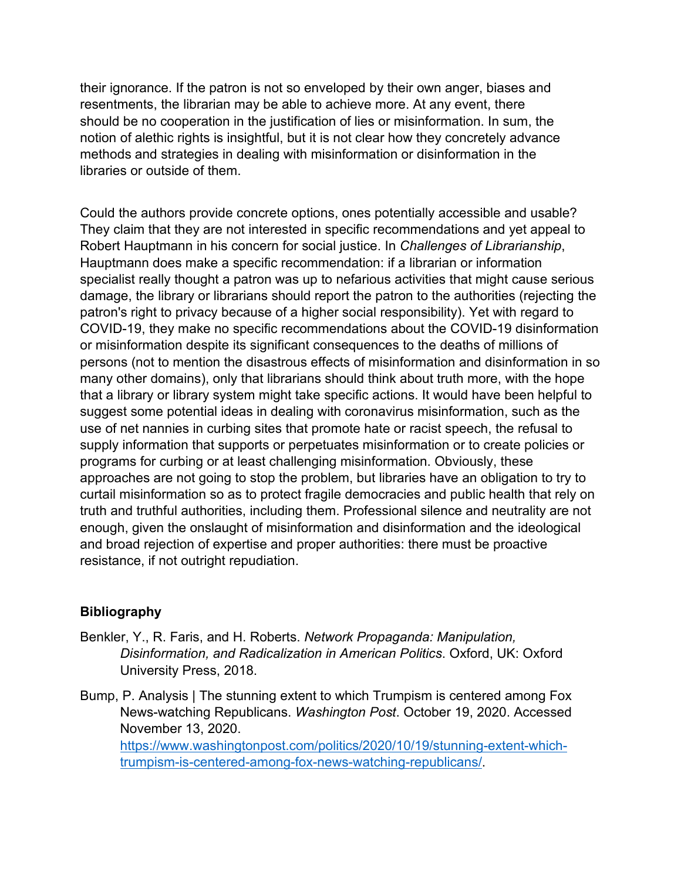their ignorance. If the patron is not so enveloped by their own anger, biases and resentments, the librarian may be able to achieve more. At any event, there should be no cooperation in the justification of lies or misinformation. In sum, the notion of alethic rights is insightful, but it is not clear how they concretely advance methods and strategies in dealing with misinformation or disinformation in the libraries or outside of them.

Could the authors provide concrete options, ones potentially accessible and usable? They claim that they are not interested in specific recommendations and yet appeal to Robert Hauptmann in his concern for social justice. In *Challenges of Librarianship*, Hauptmann does make a specific recommendation: if a librarian or information specialist really thought a patron was up to nefarious activities that might cause serious damage, the library or librarians should report the patron to the authorities (rejecting the patron's right to privacy because of a higher social responsibility). Yet with regard to COVID-19, they make no specific recommendations about the COVID-19 disinformation or misinformation despite its significant consequences to the deaths of millions of persons (not to mention the disastrous effects of misinformation and disinformation in so many other domains), only that librarians should think about truth more, with the hope that a library or library system might take specific actions. It would have been helpful to suggest some potential ideas in dealing with coronavirus misinformation, such as the use of net nannies in curbing sites that promote hate or racist speech, the refusal to supply information that supports or perpetuates misinformation or to create policies or programs for curbing or at least challenging misinformation. Obviously, these approaches are not going to stop the problem, but libraries have an obligation to try to curtail misinformation so as to protect fragile democracies and public health that rely on truth and truthful authorities, including them. Professional silence and neutrality are not enough, given the onslaught of misinformation and disinformation and the ideological and broad rejection of expertise and proper authorities: there must be proactive resistance, if not outright repudiation.

## Bibliography

Benkler, Y., R. Faris, and H. Roberts. *Network Propaganda: Manipulation, Disinformation, and Radicalization in American Politics*. Oxford, UK: Oxford University Press, 2018.

Bump, P. Analysis | The stunning extent to which Trumpism is centered among Fox News-watching Republicans. *Washington Post*. October 19, 2020. Accessed November 13, 2020. https://www.washingtonpost.com/politics/2020/10/19/stunning-extent-which-trumpism-is-centered-among-fox-news-watching-republicans/.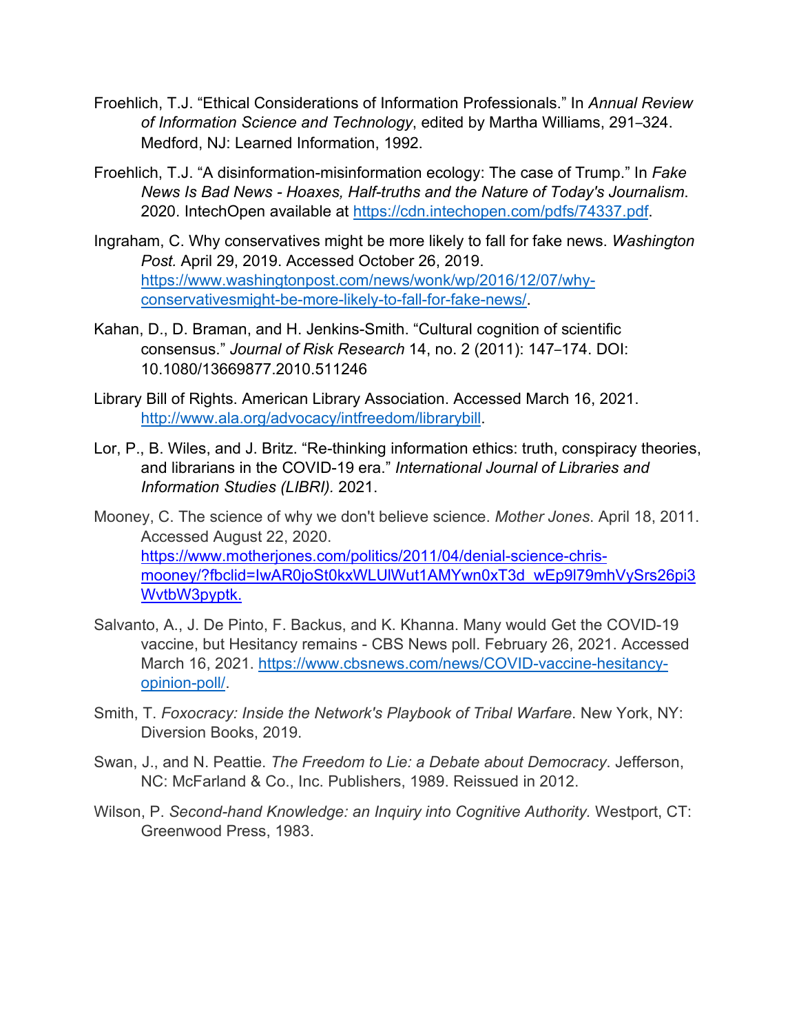Froehlich, T.J. “Ethical Considerations of Information Professionals.” In *Annual Review of Information Science and Technology*, edited by Martha Williams, 291–324. Medford, NJ: Learned Information, 1992.

Froehlich, T.J. “A disinformation-misinformation ecology: The case of Trump.” In *Fake News Is Bad News - Hoaxes, Half-truths and the Nature of Today's Journalism*. 2020. IntechOpen available at https://cdn.intechopen.com/pdfs/74337.pdf.

Ingraham, C. Why conservatives might be more likely to fall for fake news. *Washington Post.* April 29, 2019. Accessed October 26, 2019. https://www.washingtonpost.com/news/wonk/wp/2016/12/07/why-conservativesmight-be-more-likely-to-fall-for-fake-news/.

Kahan, D., D. Braman, and H. Jenkins-Smith. “Cultural cognition of scientific consensus.” *Journal of Risk Research* 14, no. 2 (2011): 147–174. DOI: 10.1080/13669877.2010.511246

Library Bill of Rights. American Library Association. Accessed March 16, 2021. http://www.ala.org/advocacy/intfreedom/librarybill.

Lor, P., B. Wiles, and J. Britz. “Re-thinking information ethics: truth, conspiracy theories, and librarians in the COVID-19 era.” *International Journal of Libraries and Information Studies (LIBRI).* 2021.

Mooney, C. The science of why we don't believe science. *Mother Jones*. April 18, 2011. Accessed August 22, 2020. https://www.motherjones.com/politics/2011/04/denial-science-chris-mooney/?fbclid=IwAR0joSt0kxWLUlWut1AMYwn0xT3d_wEp9l79mhVySrs26pi3WvtbW3pyptk.

Salvanto, A., J. De Pinto, F. Backus, and K. Khanna. Many would Get the COVID-19 vaccine, but Hesitancy remains - CBS News poll. February 26, 2021. Accessed March 16, 2021. https://www.cbsnews.com/news/COVID-vaccine-hesitancy-opinion-poll/.

Smith, T. *Foxocracy: Inside the Network's Playbook of Tribal Warfare*. New York, NY: Diversion Books, 2019.

Swan, J., and N. Peattie. *The Freedom to Lie: a Debate about Democracy*. Jefferson, NC: McFarland & Co., Inc. Publishers, 1989. Reissued in 2012.

Wilson, P. *Second-hand Knowledge: an Inquiry into Cognitive Authority.* Westport, CT: Greenwood Press, 1983.